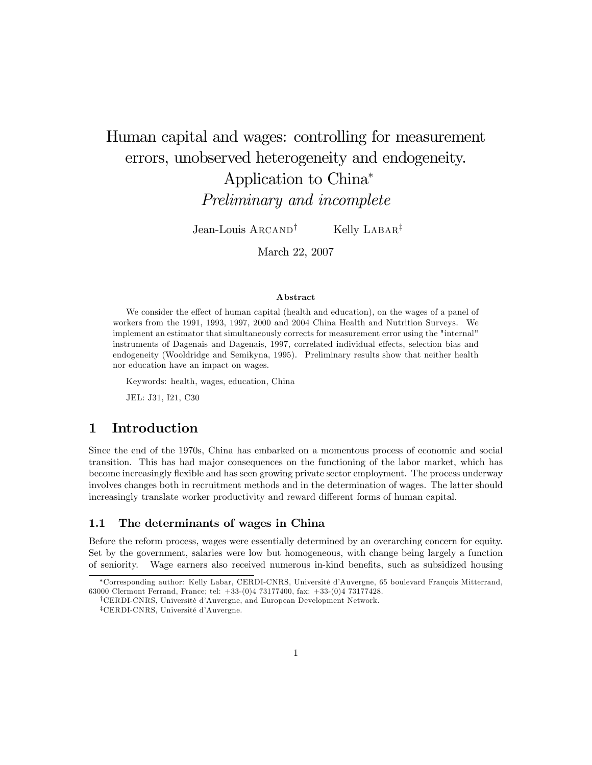# Human capital and wages: controlling for measurement errors, unobserved heterogeneity and endogeneity. Application to China*

*Preliminary and incomplete*

Jean-Louis Arcand[†] Kelly Labar[‡]

March 22, 2007

**Abstract**

We consider the effect of human capital (health and education), on the wages of a panel of workers from the 1991, 1993, 1997, 2000 and 2004 China Health and Nutrition Surveys. We implement an estimator that simultaneously corrects for measurement error using the "internal" instruments of Dagenais and Dagenais, 1997, correlated individual effects, selection bias and endogeneity (Wooldridge and Semikyna, 1995). Preliminary results show that neither health nor education have an impact on wages.

Keywords: health, wages, education, China

JEL: J31, I21, C30

## 1 Introduction

Since the end of the 1970s, China has embarked on a momentous process of economic and social transition. This has had major consequences on the functioning of the labor market, which has become increasingly flexible and has seen growing private sector employment. The process underway involves changes both in recruitment methods and in the determination of wages. The latter should increasingly translate worker productivity and reward different forms of human capital.

### 1.1 The determinants of wages in China

Before the reform process, wages were essentially determined by an overarching concern for equity. Set by the government, salaries were low but homogeneous, with change being largely a function of seniority. Wage earners also received numerous in-kind benefits, such as subsidized housing

---

*Corresponding author: Kelly Labar, CERDI-CNRS, Université d'Auvergne, 65 boulevard François Mitterrand, 63000 Clermont Ferrand, France; tel: +33-(0)4 73177400, fax: +33-(0)4 73177428.

[†]CERDI-CNRS, Université d'Auvergne, and European Development Network.

[‡]CERDI-CNRS, Université d'Auvergne.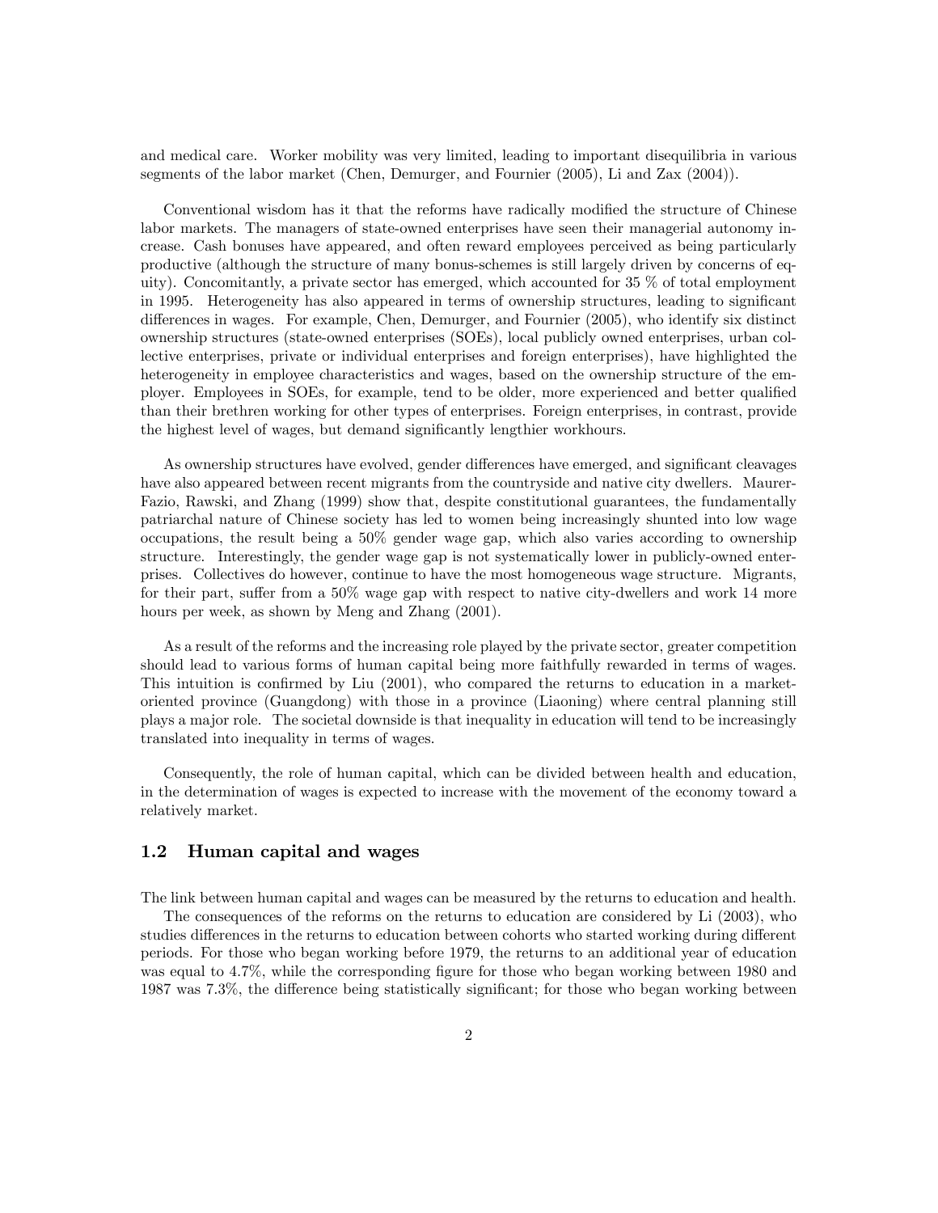and medical care. Worker mobility was very limited, leading to important disequilibria in various segments of the labor market (Chen, Demurger, and Fournier (2005), Li and Zax (2004)).

Conventional wisdom has it that the reforms have radically modified the structure of Chinese labor markets. The managers of state-owned enterprises have seen their managerial autonomy increase. Cash bonuses have appeared, and often reward employees perceived as being particularly productive (although the structure of many bonus-schemes is still largely driven by concerns of equity). Concomitantly, a private sector has emerged, which accounted for 35 % of total employment in 1995. Heterogeneity has also appeared in terms of ownership structures, leading to significant differences in wages. For example, Chen, Demurger, and Fournier (2005), who identify six distinct ownership structures (state-owned enterprises (SOEs), local publicly owned enterprises, urban collective enterprises, private or individual enterprises and foreign enterprises), have highlighted the heterogeneity in employee characteristics and wages, based on the ownership structure of the employer. Employees in SOEs, for example, tend to be older, more experienced and better qualified than their brethren working for other types of enterprises. Foreign enterprises, in contrast, provide the highest level of wages, but demand significantly lengthier workhours.

As ownership structures have evolved, gender differences have emerged, and significant cleavages have also appeared between recent migrants from the countryside and native city dwellers. Maurer-Fazio, Rawski, and Zhang (1999) show that, despite constitutional guarantees, the fundamentally patriarchal nature of Chinese society has led to women being increasingly shunted into low wage occupations, the result being a 50% gender wage gap, which also varies according to ownership structure. Interestingly, the gender wage gap is not systematically lower in publicly-owned enterprises. Collectives do however, continue to have the most homogeneous wage structure. Migrants, for their part, suffer from a 50% wage gap with respect to native city-dwellers and work 14 more hours per week, as shown by Meng and Zhang (2001).

As a result of the reforms and the increasing role played by the private sector, greater competition should lead to various forms of human capital being more faithfully rewarded in terms of wages. This intuition is confirmed by Liu (2001), who compared the returns to education in a market-oriented province (Guangdong) with those in a province (Liaoning) where central planning still plays a major role. The societal downside is that inequality in education will tend to be increasingly translated into inequality in terms of wages.

Consequently, the role of human capital, which can be divided between health and education, in the determination of wages is expected to increase with the movement of the economy toward a relatively market.

## 1.2 Human capital and wages

The link between human capital and wages can be measured by the returns to education and health.

The consequences of the reforms on the returns to education are considered by Li (2003), who studies differences in the returns to education between cohorts who started working during different periods. For those who began working before 1979, the returns to an additional year of education was equal to 4.7%, while the corresponding figure for those who began working between 1980 and 1987 was 7.3%, the difference being statistically significant; for those who began working between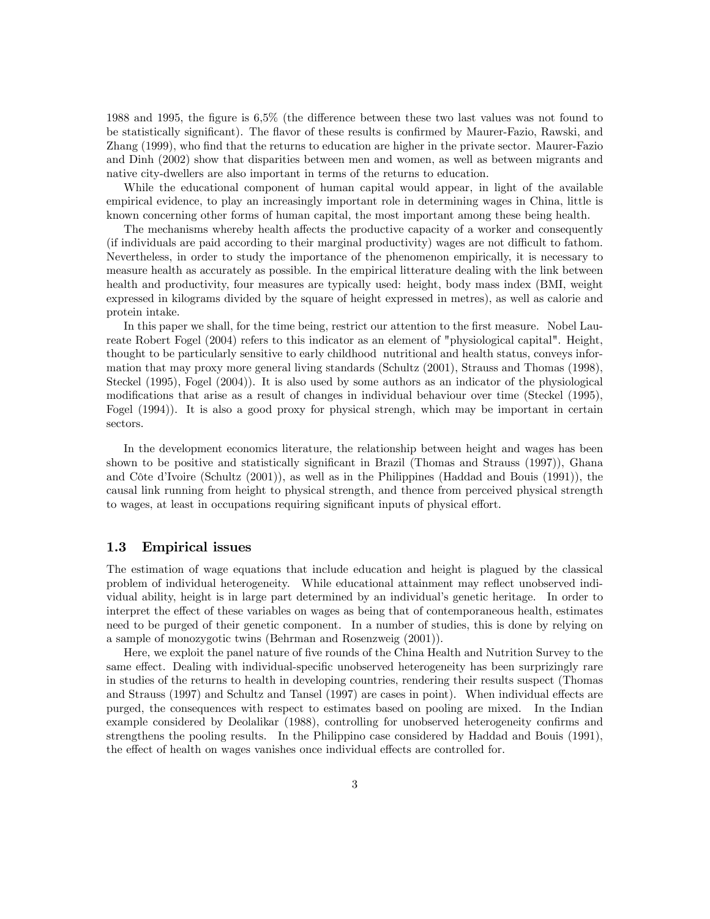1988 and 1995, the figure is 6,5% (the difference between these two last values was not found to be statistically significant). The flavor of these results is confirmed by Maurer-Fazio, Rawski, and Zhang (1999), who find that the returns to education are higher in the private sector. Maurer-Fazio and Dinh (2002) show that disparities between men and women, as well as between migrants and native city-dwellers are also important in terms of the returns to education.

While the educational component of human capital would appear, in light of the available empirical evidence, to play an increasingly important role in determining wages in China, little is known concerning other forms of human capital, the most important among these being health.

The mechanisms whereby health affects the productive capacity of a worker and consequently (if individuals are paid according to their marginal productivity) wages are not difficult to fathom. Nevertheless, in order to study the importance of the phenomenon empirically, it is necessary to measure health as accurately as possible. In the empirical litterature dealing with the link between health and productivity, four measures are typically used: height, body mass index (BMI, weight expressed in kilograms divided by the square of height expressed in metres), as well as calorie and protein intake.

In this paper we shall, for the time being, restrict our attention to the first measure. Nobel Laureate Robert Fogel (2004) refers to this indicator as an element of "physiological capital". Height, thought to be particularly sensitive to early childhood nutritional and health status, conveys information that may proxy more general living standards (Schultz (2001), Strauss and Thomas (1998), Steckel (1995), Fogel (2004)). It is also used by some authors as an indicator of the physiological modifications that arise as a result of changes in individual behaviour over time (Steckel (1995), Fogel (1994)). It is also a good proxy for physical strengh, which may be important in certain sectors.

In the development economics literature, the relationship between height and wages has been shown to be positive and statistically significant in Brazil (Thomas and Strauss (1997)), Ghana and Côte d'Ivoire (Schultz (2001)), as well as in the Philippines (Haddad and Bouis (1991)), the causal link running from height to physical strength, and thence from perceived physical strength to wages, at least in occupations requiring significant inputs of physical effort.

### 1.3 Empirical issues

The estimation of wage equations that include education and height is plagued by the classical problem of individual heterogeneity. While educational attainment may reflect unobserved individual ability, height is in large part determined by an individual's genetic heritage. In order to interpret the effect of these variables on wages as being that of contemporaneous health, estimates need to be purged of their genetic component. In a number of studies, this is done by relying on a sample of monozygotic twins (Behrman and Rosenzweig (2001)).

Here, we exploit the panel nature of five rounds of the China Health and Nutrition Survey to the same effect. Dealing with individual-specific unobserved heterogeneity has been surprizingly rare in studies of the returns to health in developing countries, rendering their results suspect (Thomas and Strauss (1997) and Schultz and Tansel (1997) are cases in point). When individual effects are purged, the consequences with respect to estimates based on pooling are mixed. In the Indian example considered by Deolalikar (1988), controlling for unobserved heterogeneity confirms and strengthens the pooling results. In the Philippino case considered by Haddad and Bouis (1991), the effect of health on wages vanishes once individual effects are controlled for.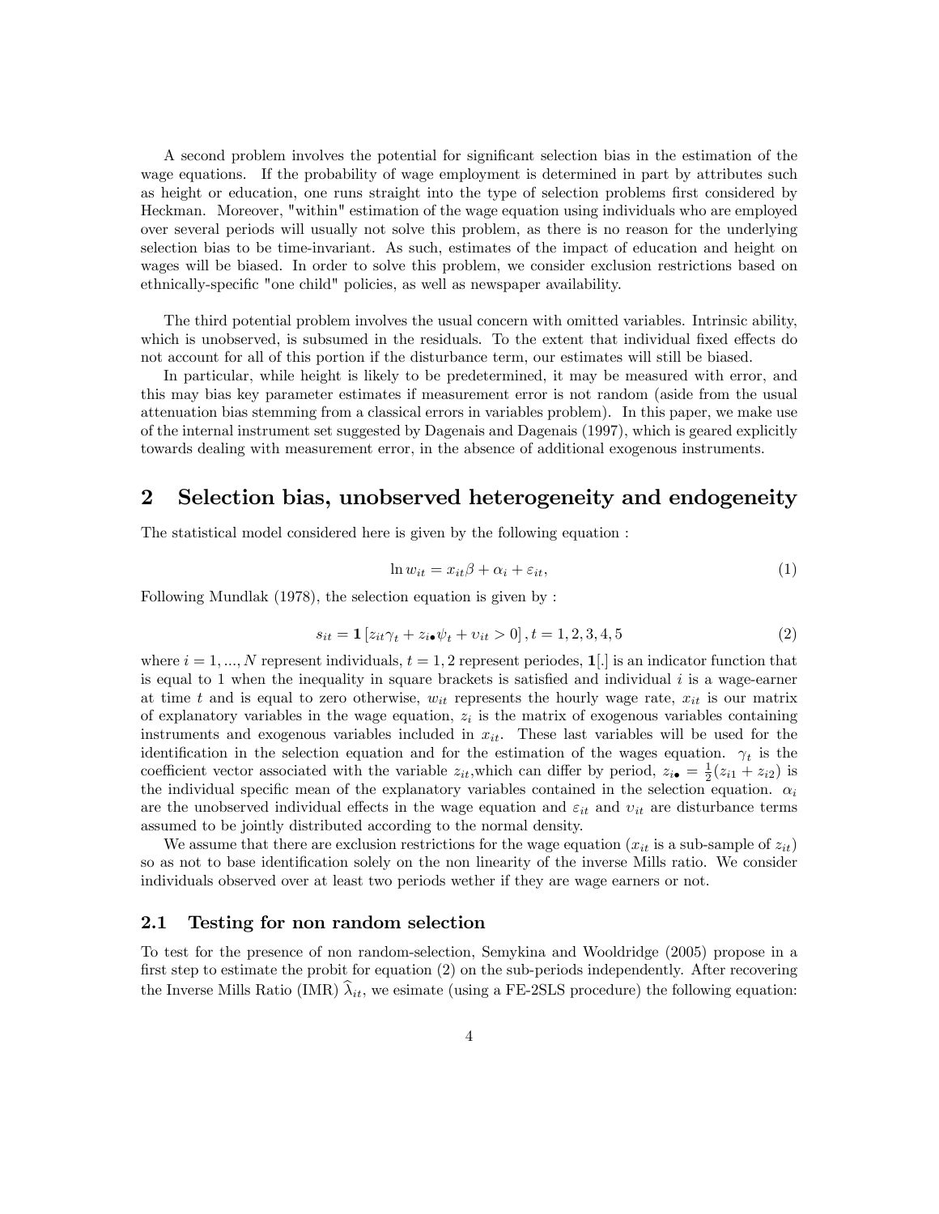A second problem involves the potential for significant selection bias in the estimation of the wage equations. If the probability of wage employment is determined in part by attributes such as height or education, one runs straight into the type of selection problems first considered by Heckman. Moreover, "within" estimation of the wage equation using individuals who are employed over several periods will usually not solve this problem, as there is no reason for the underlying selection bias to be time-invariant. As such, estimates of the impact of education and height on wages will be biased. In order to solve this problem, we consider exclusion restrictions based on ethnically-specific "one child" policies, as well as newspaper availability.

The third potential problem involves the usual concern with omitted variables. Intrinsic ability, which is unobserved, is subsumed in the residuals. To the extent that individual fixed effects do not account for all of this portion if the disturbance term, our estimates will still be biased.

In particular, while height is likely to be predetermined, it may be measured with error, and this may bias key parameter estimates if measurement error is not random (aside from the usual attenuation bias stemming from a classical errors in variables problem). In this paper, we make use of the internal instrument set suggested by Dagenais and Dagenais (1997), which is geared explicitly towards dealing with measurement error, in the absence of additional exogenous instruments.

## 2 Selection bias, unobserved heterogeneity and endogeneity

The statistical model considered here is given by the following equation :

$$\ln w_{it} = x_{it}\beta + \alpha_i + \varepsilon_{it}, \tag{1}$$

Following Mundlak (1978), the selection equation is given by :

$$s_{it} = \mathbf{1}\left[z_{it}\gamma_t + z_{i\bullet}\psi_t + \upsilon_{it} > 0\right], t = 1,2,3,4,5 \tag{2}$$

where $i = 1, ..., N$ represent individuals, $t = 1, 2$ represent periodes, $\mathbf{1}[.]$ is an indicator function that is equal to 1 when the inequality in square brackets is satisfied and individual $i$ is a wage-earner at time $t$ and is equal to zero otherwise, $w_{it}$ represents the hourly wage rate, $x_{it}$ is our matrix of explanatory variables in the wage equation, $z_i$ is the matrix of exogenous variables containing instruments and exogenous variables included in $x_{it}$. These last variables will be used for the identification in the selection equation and for the estimation of the wages equation. $\gamma_t$ is the coefficient vector associated with the variable $z_{it}$,which can differ by period, $z_{i\bullet} = \frac{1}{2}(z_{i1} + z_{i2})$ is the individual specific mean of the explanatory variables contained in the selection equation. $\alpha_i$ are the unobserved individual effects in the wage equation and $\varepsilon_{it}$ and $\upsilon_{it}$ are disturbance terms assumed to be jointly distributed according to the normal density.

We assume that there are exclusion restrictions for the wage equation ($x_{it}$ is a sub-sample of $z_{it}$) so as not to base identification solely on the non linearity of the inverse Mills ratio. We consider individuals observed over at least two periods wether if they are wage earners or not.

### 2.1 Testing for non random selection

To test for the presence of non random-selection, Semykina and Wooldridge (2005) propose in a first step to estimate the probit for equation (2) on the sub-periods independently. After recovering the Inverse Mills Ratio (IMR) $\widehat{\lambda}_{it}$, we esimate (using a FE-2SLS procedure) the following equation: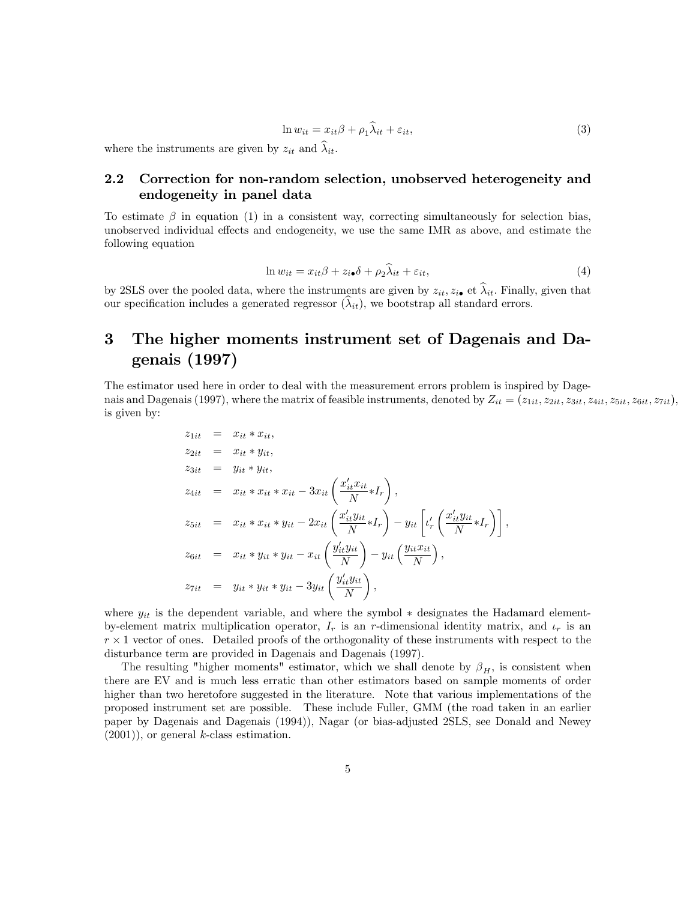$$\ln w_{it} = x_{it}\beta + \rho_1 \widehat{\lambda}_{it} + \varepsilon_{it}, \tag{3}$$

where the instruments are given by $z_{it}$ and $\widehat{\lambda}_{it}$.

### 2.2 Correction for non-random selection, unobserved heterogeneity and endogeneity in panel data

To estimate $\beta$ in equation (1) in a consistent way, correcting simultaneously for selection bias, unobserved individual effects and endogeneity, we use the same IMR as above, and estimate the following equation

$$\ln w_{it} = x_{it}\beta + z_{i\bullet}\delta + \rho_2 \widehat{\lambda}_{it} + \varepsilon_{it}, \tag{4}$$

by 2SLS over the pooled data, where the instruments are given by $z_{it}$, $z_{i\bullet}$ et $\widehat{\lambda}_{it}$. Finally, given that our specification includes a generated regressor ($\widehat{\lambda}_{it}$), we bootstrap all standard errors.

## 3 The higher moments instrument set of Dagenais and Dagenais (1997)

The estimator used here in order to deal with the measurement errors problem is inspired by Dagenais and Dagenais (1997), where the matrix of feasible instruments, denoted by $Z_{it} = (z_{1it}, z_{2it}, z_{3it}, z_{4it}, z_{5it}, z_{6it}, z_{7it})$, is given by:

$$
\begin{aligned}
z_{1it} &= x_{it} * x_{it}, \\
z_{2it} &= x_{it} * y_{it}, \\
z_{3it} &= y_{it} * y_{it}, \\
z_{4it} &= x_{it} * x_{it} * x_{it} - 3x_{it}\left(\frac{x'_{it}x_{it}}{N} * I_r\right), \\
z_{5it} &= x_{it} * x_{it} * y_{it} - 2x_{it}\left(\frac{x'_{it}y_{it}}{N} * I_r\right) - y_{it}\left[\iota'_r\left(\frac{x'_{it}x_{it}}{N} * I_r\right)\right], \\
z_{6it} &= x_{it} * y_{it} * y_{it} - x_{it}\left(\frac{y'_{it}y_{it}}{N}\right) - y_{it}\left(\frac{y_{it}x_{it}}{N}\right), \\
z_{7it} &= y_{it} * y_{it} * y_{it} - 3y_{it}\left(\frac{y'_{it}y_{it}}{N}\right),
\end{aligned}
$$

where $y_{it}$ is the dependent variable, and where the symbol $*$ designates the Hadamard element-by-element matrix multiplication operator, $I_r$ is an $r$-dimensional identity matrix, and $\iota_r$ is an $r \times 1$ vector of ones. Detailed proofs of the orthogonality of these instruments with respect to the disturbance term are provided in Dagenais and Dagenais (1997).

The resulting "higher moments" estimator, which we shall denote by $\beta_H$, is consistent when there are EV and is much less erratic than other estimators based on sample moments of order higher than two heretofore suggested in the literature. Note that various implementations of the proposed instrument set are possible. These include Fuller, GMM (the road taken in an earlier paper by Dagenais and Dagenais (1994)), Nagar (or bias-adjusted 2SLS, see Donald and Newey (2001)), or general $k$-class estimation.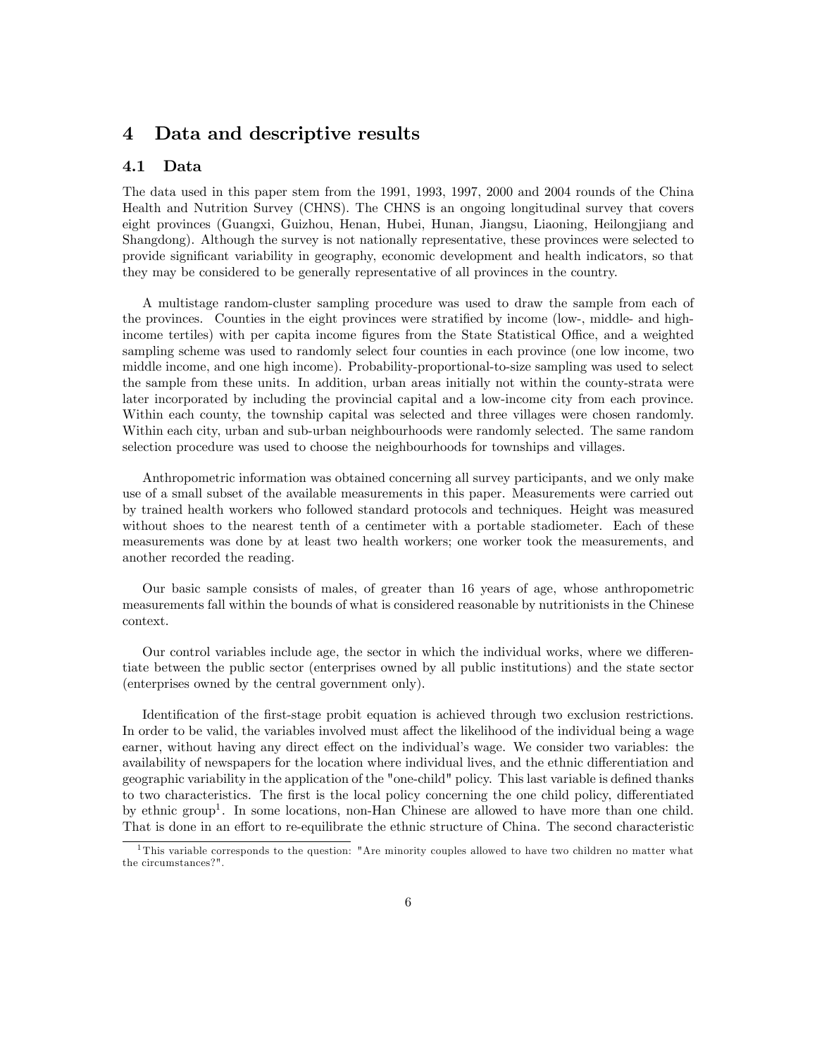# 4 Data and descriptive results

## 4.1 Data

The data used in this paper stem from the 1991, 1993, 1997, 2000 and 2004 rounds of the China Health and Nutrition Survey (CHNS). The CHNS is an ongoing longitudinal survey that covers eight provinces (Guangxi, Guizhou, Henan, Hubei, Hunan, Jiangsu, Liaoning, Heilongjiang and Shangdong). Although the survey is not nationally representative, these provinces were selected to provide significant variability in geography, economic development and health indicators, so that they may be considered to be generally representative of all provinces in the country.

A multistage random-cluster sampling procedure was used to draw the sample from each of the provinces. Counties in the eight provinces were stratified by income (low-, middle- and high-income tertiles) with per capita income figures from the State Statistical Office, and a weighted sampling scheme was used to randomly select four counties in each province (one low income, two middle income, and one high income). Probability-proportional-to-size sampling was used to select the sample from these units. In addition, urban areas initially not within the county-strata were later incorporated by including the provincial capital and a low-income city from each province. Within each county, the township capital was selected and three villages were chosen randomly. Within each city, urban and sub-urban neighbourhoods were randomly selected. The same random selection procedure was used to choose the neighbourhoods for townships and villages.

Anthropometric information was obtained concerning all survey participants, and we only make use of a small subset of the available measurements in this paper. Measurements were carried out by trained health workers who followed standard protocols and techniques. Height was measured without shoes to the nearest tenth of a centimeter with a portable stadiometer. Each of these measurements was done by at least two health workers; one worker took the measurements, and another recorded the reading.

Our basic sample consists of males, of greater than 16 years of age, whose anthropometric measurements fall within the bounds of what is considered reasonable by nutritionists in the Chinese context.

Our control variables include age, the sector in which the individual works, where we differentiate between the public sector (enterprises owned by all public institutions) and the state sector (enterprises owned by the central government only).

Identification of the first-stage probit equation is achieved through two exclusion restrictions. In order to be valid, the variables involved must affect the likelihood of the individual being a wage earner, without having any direct effect on the individual's wage. We consider two variables: the availability of newspapers for the location where individual lives, and the ethnic differentiation and geographic variability in the application of the "one-child" policy. This last variable is defined thanks to two characteristics. The first is the local policy concerning the one child policy, differentiated by ethnic group[1]. In some locations, non-Han Chinese are allowed to have more than one child. That is done in an effort to re-equilibrate the ethnic structure of China. The second characteristic

[1] This variable corresponds to the question: "Are minority couples allowed to have two children no matter what the circumstances?".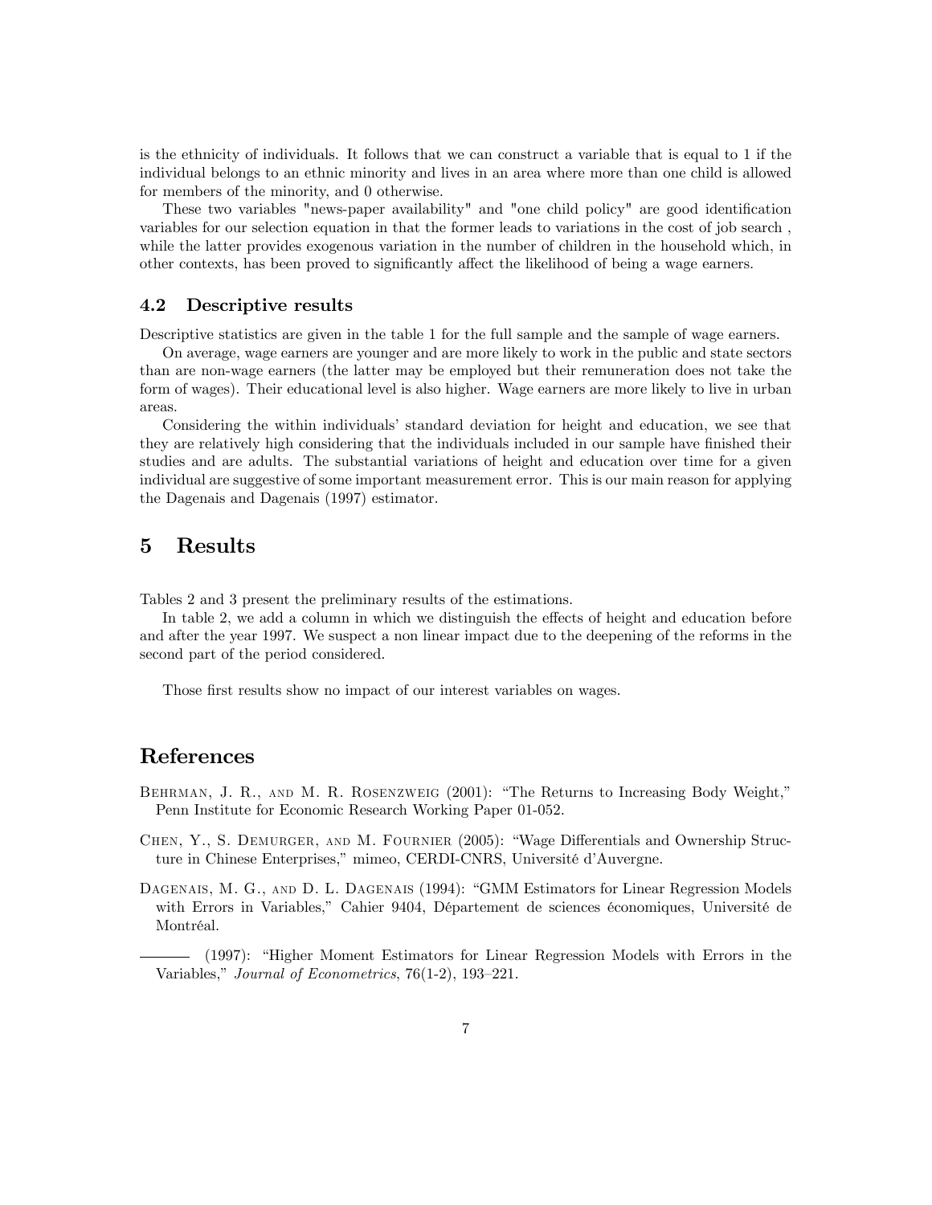is the ethnicity of individuals. It follows that we can construct a variable that is equal to 1 if the individual belongs to an ethnic minority and lives in an area where more than one child is allowed for members of the minority, and 0 otherwise.

These two variables "news-paper availability" and "one child policy" are good identification variables for our selection equation in that the former leads to variations in the cost of job search , while the latter provides exogenous variation in the number of children in the household which, in other contexts, has been proved to significantly affect the likelihood of being a wage earners.

### 4.2 Descriptive results

Descriptive statistics are given in the table 1 for the full sample and the sample of wage earners.

On average, wage earners are younger and are more likely to work in the public and state sectors than are non-wage earners (the latter may be employed but their remuneration does not take the form of wages). Their educational level is also higher. Wage earners are more likely to live in urban areas.

Considering the within individuals' standard deviation for height and education, we see that they are relatively high considering that the individuals included in our sample have finished their studies and are adults. The substantial variations of height and education over time for a given individual are suggestive of some important measurement error. This is our main reason for applying the Dagenais and Dagenais (1997) estimator.

## 5 Results

Tables 2 and 3 present the preliminary results of the estimations.

In table 2, we add a column in which we distinguish the effects of height and education before and after the year 1997. We suspect a non linear impact due to the deepening of the reforms in the second part of the period considered.

Those first results show no impact of our interest variables on wages.

## References

Behrman, J. R., and M. R. Rosenzweig (2001): "The Returns to Increasing Body Weight," Penn Institute for Economic Research Working Paper 01-052.

Chen, Y., S. Demurger, and M. Fournier (2005): "Wage Differentials and Ownership Structure in Chinese Enterprises," mimeo, CERDI-CNRS, Université d'Auvergne.

Dagenais, M. G., and D. L. Dagenais (1994): "GMM Estimators for Linear Regression Models with Errors in Variables," Cahier 9404, Département de sciences économiques, Université de Montréal.

——— (1997): "Higher Moment Estimators for Linear Regression Models with Errors in the Variables," *Journal of Econometrics*, 76(1-2), 193–221.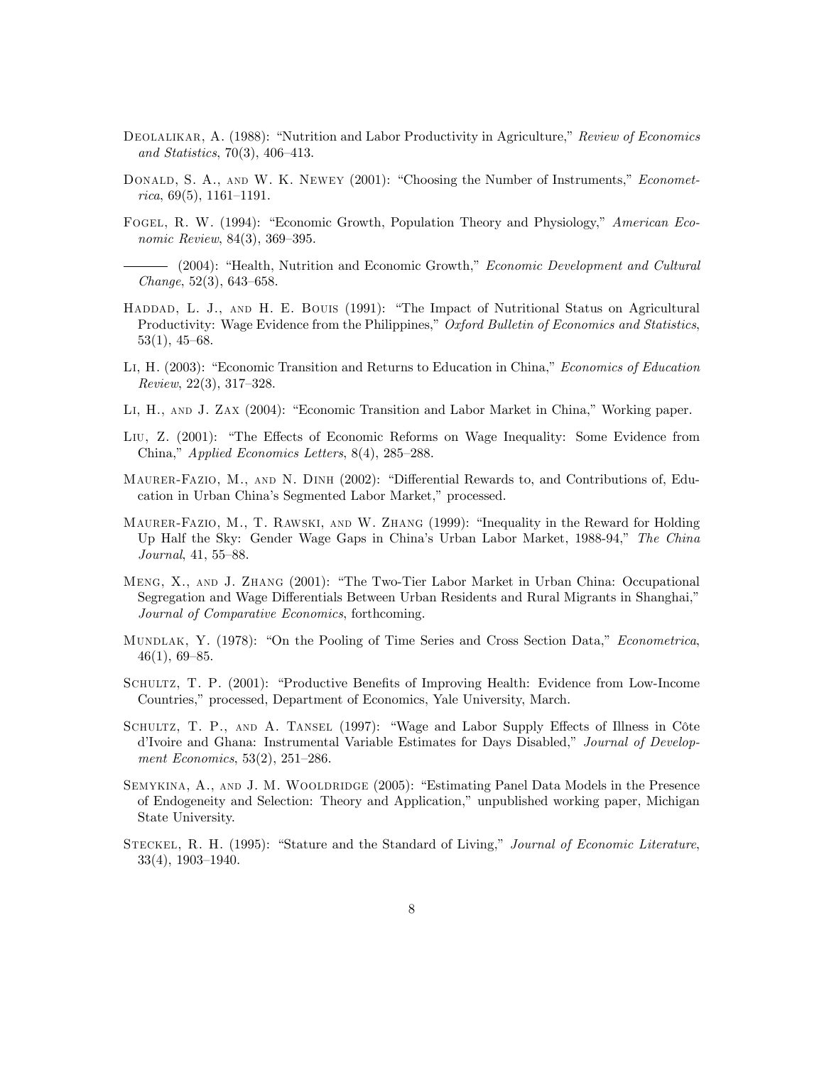Deolalikar, A. (1988): "Nutrition and Labor Productivity in Agriculture," *Review of Economics and Statistics*, 70(3), 406–413.

Donald, S. A., and W. K. Newey (2001): "Choosing the Number of Instruments," *Econometrica*, 69(5), 1161–1191.

Fogel, R. W. (1994): "Economic Growth, Population Theory and Physiology," *American Economic Review*, 84(3), 369–395.

——— (2004): "Health, Nutrition and Economic Growth," *Economic Development and Cultural Change*, 52(3), 643–658.

Haddad, L. J., and H. E. Bouis (1991): "The Impact of Nutritional Status on Agricultural Productivity: Wage Evidence from the Philippines," *Oxford Bulletin of Economics and Statistics*, 53(1), 45–68.

Li, H. (2003): "Economic Transition and Returns to Education in China," *Economics of Education Review*, 22(3), 317–328.

Li, H., and J. Zax (2004): "Economic Transition and Labor Market in China," Working paper.

Liu, Z. (2001): "The Effects of Economic Reforms on Wage Inequality: Some Evidence from China," *Applied Economics Letters*, 8(4), 285–288.

Maurer-Fazio, M., and N. Dinh (2002): "Differential Rewards to, and Contributions of, Education in Urban China's Segmented Labor Market," processed.

Maurer-Fazio, M., T. Rawski, and W. Zhang (1999): "Inequality in the Reward for Holding Up Half the Sky: Gender Wage Gaps in China's Urban Labor Market, 1988-94," *The China Journal*, 41, 55–88.

Meng, X., and J. Zhang (2001): "The Two-Tier Labor Market in Urban China: Occupational Segregation and Wage Differentials Between Urban Residents and Rural Migrants in Shanghai," *Journal of Comparative Economics*, forthcoming.

Mundlak, Y. (1978): "On the Pooling of Time Series and Cross Section Data," *Econometrica*, 46(1), 69–85.

Schultz, T. P. (2001): "Productive Benefits of Improving Health: Evidence from Low-Income Countries," processed, Department of Economics, Yale University, March.

Schultz, T. P., and A. Tansel (1997): "Wage and Labor Supply Effects of Illness in Côte d'Ivoire and Ghana: Instrumental Variable Estimates for Days Disabled," *Journal of Development Economics*, 53(2), 251–286.

Semykina, A., and J. M. Wooldridge (2005): "Estimating Panel Data Models in the Presence of Endogeneity and Selection: Theory and Application," unpublished working paper, Michigan State University.

Steckel, R. H. (1995): "Stature and the Standard of Living," *Journal of Economic Literature*, 33(4), 1903–1940.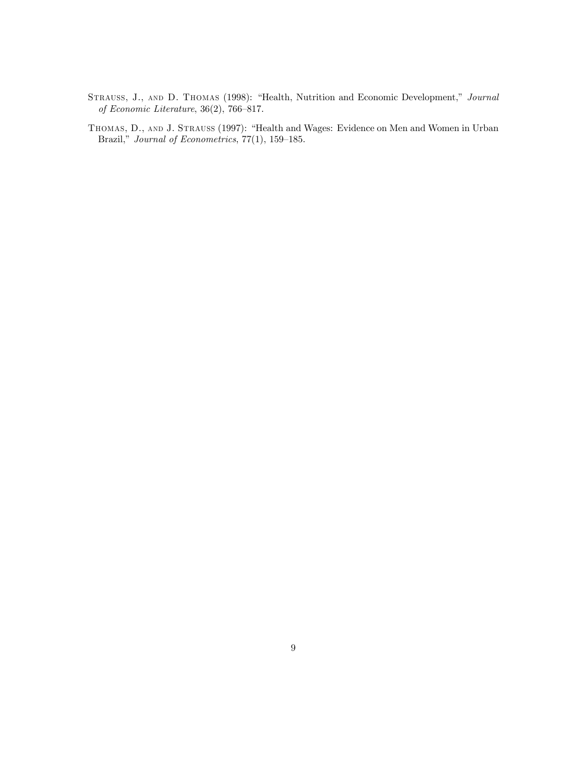Strauss, J., and D. Thomas (1998): "Health, Nutrition and Economic Development," *Journal of Economic Literature*, 36(2), 766–817.

Thomas, D., and J. Strauss (1997): "Health and Wages: Evidence on Men and Women in Urban Brazil," *Journal of Econometrics*, 77(1), 159–185.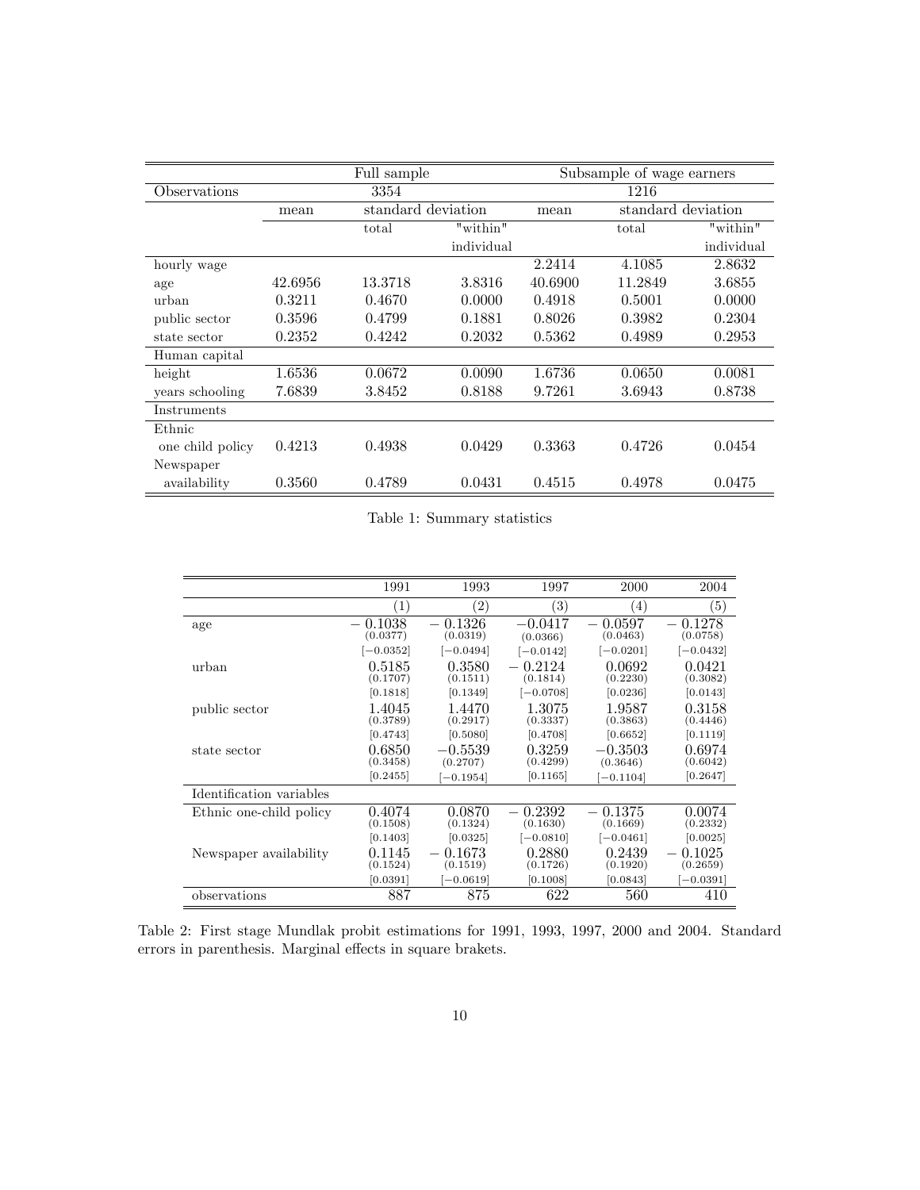| | Full sample | | | Subsample of wage earners | | |
|---|---|---|---|---|---|---|
| Observations | 3354 | | | 1216 | | |
| | mean | standard deviation | | mean | standard deviation | |
| | | total | "within" individual | | total | "within" individual |
| hourly wage | | | | 2.2414 | 4.1085 | 2.8632 |
| age | 42.6956 | 13.3718 | 3.8316 | 40.6900 | 11.2849 | 3.6855 |
| urban | 0.3211 | 0.4670 | 0.0000 | 0.4918 | 0.5001 | 0.0000 |
| public sector | 0.3596 | 0.4799 | 0.1881 | 0.8026 | 0.3982 | 0.2304 |
| state sector | 0.2352 | 0.4242 | 0.2032 | 0.5362 | 0.4989 | 0.2953 |
| Human capital | | | | | | |
| height | 1.6536 | 0.0672 | 0.0090 | 1.6736 | 0.0650 | 0.0081 |
| years schooling | 7.6839 | 3.8452 | 0.8188 | 9.7261 | 3.6943 | 0.8738 |
| Instruments | | | | | | |
| Ethnic one child policy | 0.4213 | 0.4938 | 0.0429 | 0.3363 | 0.4726 | 0.0454 |
| Newspaper availability | 0.3560 | 0.4789 | 0.0431 | 0.4515 | 0.4978 | 0.0475 |

Table 1: Summary statistics

| | 1991 | 1993 | 1997 | 2000 | 2004 |
|---|---|---|---|---|---|
| | (1) | (2) | (3) | (4) | (5) |
| age | −0.1038 (0.0377) [−0.0352] | −0.1326 (0.0319) [−0.0494] | −0.0417 (0.0366) [−0.0142] | −0.0597 (0.0463) [−0.0201] | −0.1278 (0.0758) [−0.0432] |
| urban | 0.5185 (0.1707) [0.1818] | 0.3580 (0.1511) [0.1349] | −0.2124 (0.1814) [−0.0708] | 0.0692 (0.2230) [0.0236] | 0.0421 (0.3082) [0.0143] |
| public sector | 1.4045 (0.3789) [0.4743] | 1.4470 (0.2917) [0.5080] | 1.3075 (0.3337) [0.4708] | 1.9587 (0.3863) [0.6652] | 0.3158 (0.4446) [0.1119] |
| state sector | 0.6850 (0.3458) [0.2455] | −0.5539 (0.2707) [−0.1954] | 0.3259 (0.4299) [0.1165] | −0.3503 (0.3646) [−0.1104] | 0.6974 (0.6042) [0.2647] |
| Identification variables | | | | | |
| Ethnic one-child policy | 0.4074 (0.1508) [0.1403] | 0.0870 (0.1324) [0.0325] | −0.2392 (0.1630) [−0.0810] | −0.1375 (0.1669) [−0.0461] | 0.0074 (0.2332) [0.0025] |
| Newspaper availability | 0.1145 (0.1524) [0.0391] | −0.1673 (0.1519) [−0.0619] | 0.2880 (0.1726) [0.1008] | 0.2439 (0.1920) [0.0843] | −0.1025 (0.2659) [−0.0391] |
| observations | 887 | 875 | 622 | 560 | 410 |

Table 2: First stage Mundlak probit estimations for 1991, 1993, 1997, 2000 and 2004. Standard errors in parenthesis. Marginal effects in square brakets.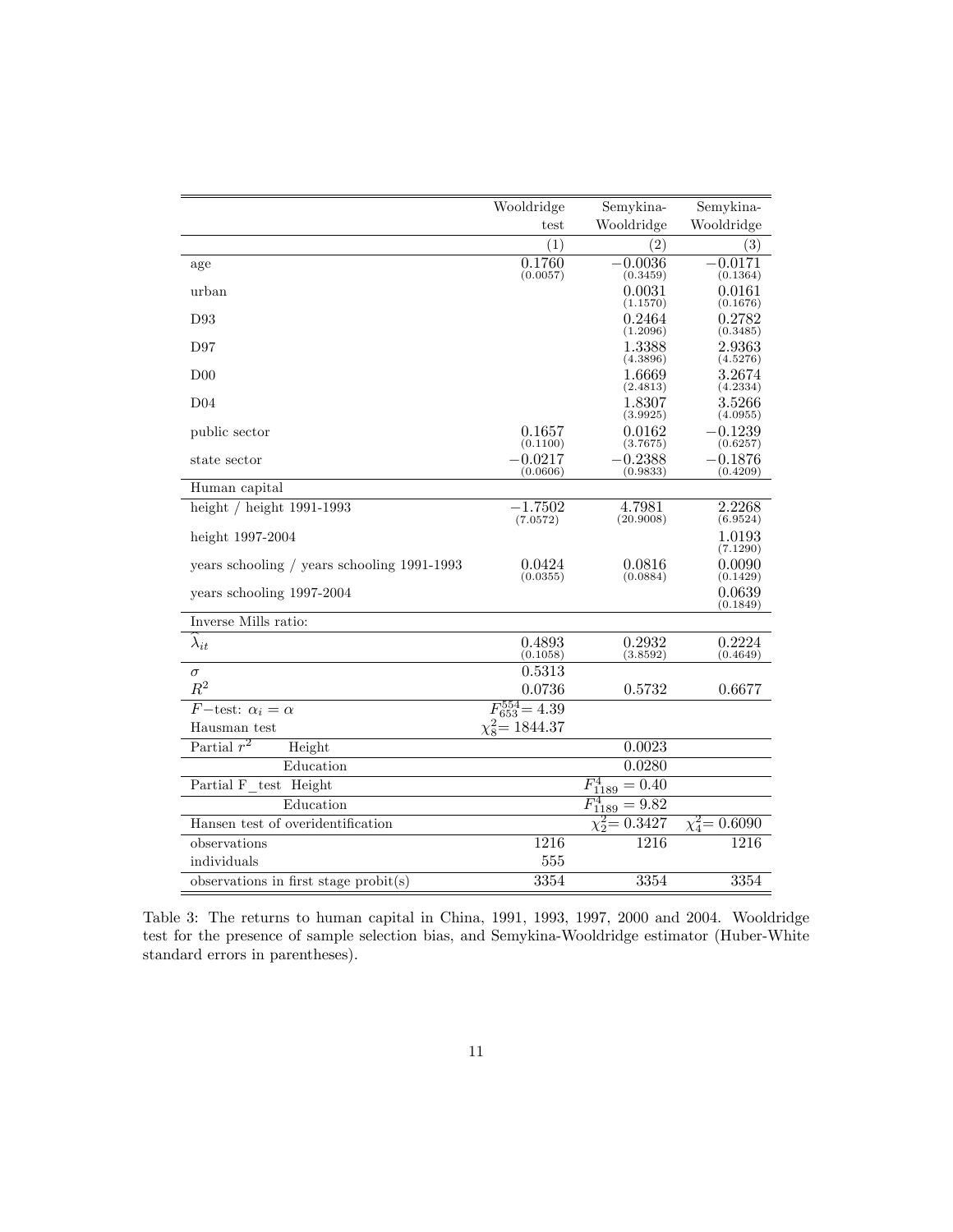| | Wooldridge test | Semykina-Wooldridge | Semykina-Wooldridge |
|---|---|---|---|
| | (1) | (2) | (3) |
| age | 0.1760 (0.0057) | −0.0036 (0.3459) | −0.0171 (0.1364) |
| urban | | 0.0031 (1.1570) | 0.0161 (0.1676) |
| D93 | | 0.2464 (1.2096) | 0.2782 (0.3485) |
| D97 | | 1.3388 (4.3896) | 2.9363 (4.5276) |
| D00 | | 1.6669 (2.4813) | 3.2674 (4.2334) |
| D04 | | 1.8307 (3.9925) | 3.5266 (4.0955) |
| public sector | 0.1657 (0.1100) | 0.0162 (3.7675) | −0.1239 (0.6257) |
| state sector | −0.0217 (0.0606) | −0.2388 (0.9833) | −0.1876 (0.4209) |
| Human capital | | | |
| height / height 1991-1993 | −1.7502 (7.0572) | 4.7981 (20.9008) | 2.2268 (6.9524) |
| height 1997-2004 | | | 1.0193 (7.1290) |
| years schooling / years schooling 1991-1993 | 0.0424 (0.0355) | 0.0816 (0.0884) | 0.0090 (0.1429) |
| years schooling 1997-2004 | | | 0.0639 (0.1849) |
| Inverse Mills ratio: | | | |
| $\hat{\lambda}_{it}$ | 0.4893 (0.1058) | 0.2932 (3.8592) | 0.2224 (0.4649) |
| $\sigma$ | 0.5313 | | |
| $R^2$ | 0.0736 | 0.5732 | 0.6677 |
| $F-$test: $\alpha_i = \alpha$ | $F^{554}_{653} = 4.39$ | | |
| Hausman test | $\chi^2_8 = 1844.37$ | | |
| Partial $r^2$ Height | | 0.0023 | |
| Education | | 0.0280 | |
| Partial F_test Height | | $F^4_{1189} = 0.40$ | |
| Education | | $F^4_{1189} = 9.82$ | |
| Hansen test of overidentification | | $\chi^2_2 = 0.3427$ | $\chi^2_4 = 0.6090$ |
| observations | 1216 | 1216 | 1216 |
| individuals | 555 | | |
| observations in first stage probit(s) | 3354 | 3354 | 3354 |

Table 3: The returns to human capital in China, 1991, 1993, 1997, 2000 and 2004. Wooldridge test for the presence of sample selection bias, and Semykina-Wooldridge estimator (Huber-White standard errors in parentheses).